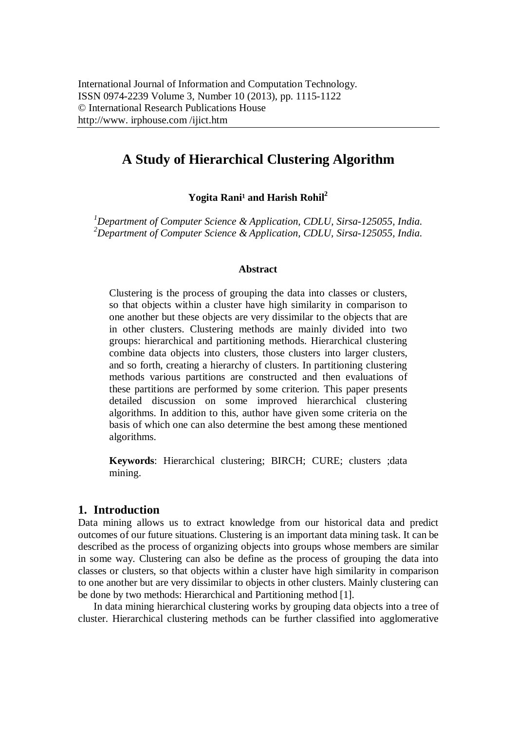International Journal of Information and Computation Technology.
ISSN 0974-2239 Volume 3, Number 10 (2013), pp. 1115-1122
© International Research Publications House
http://www. irphouse.com /ijict.htm

# A Study of Hierarchical Clustering Algorithm

**Yogita Rani[1] and Harish Rohil[2]**

*[1]Department of Computer Science & Application, CDLU, Sirsa-125055, India.*
*[2]Department of Computer Science & Application, CDLU, Sirsa-125055, India.*

### Abstract

Clustering is the process of grouping the data into classes or clusters, so that objects within a cluster have high similarity in comparison to one another but these objects are very dissimilar to the objects that are in other clusters. Clustering methods are mainly divided into two groups: hierarchical and partitioning methods. Hierarchical clustering combine data objects into clusters, those clusters into larger clusters, and so forth, creating a hierarchy of clusters. In partitioning clustering methods various partitions are constructed and then evaluations of these partitions are performed by some criterion. This paper presents detailed discussion on some improved hierarchical clustering algorithms. In addition to this, author have given some criteria on the basis of which one can also determine the best among these mentioned algorithms.

**Keywords**: Hierarchical clustering; BIRCH; CURE; clusters ;data mining.

## 1. Introduction

Data mining allows us to extract knowledge from our historical data and predict outcomes of our future situations. Clustering is an important data mining task. It can be described as the process of organizing objects into groups whose members are similar in some way. Clustering can also be define as the process of grouping the data into classes or clusters, so that objects within a cluster have high similarity in comparison to one another but are very dissimilar to objects in other clusters. Mainly clustering can be done by two methods: Hierarchical and Partitioning method [1].

In data mining hierarchical clustering works by grouping data objects into a tree of cluster. Hierarchical clustering methods can be further classified into agglomerative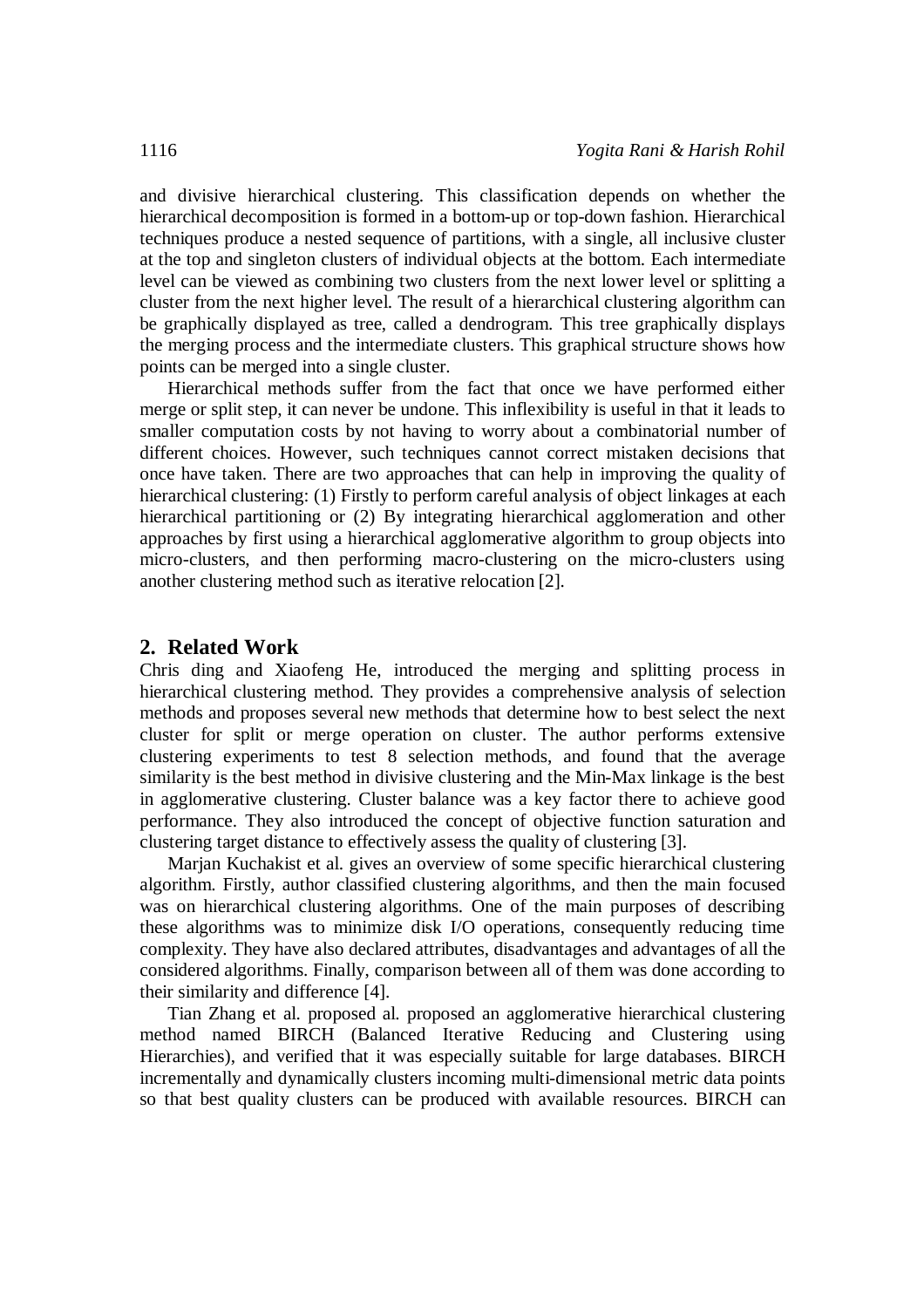and divisive hierarchical clustering. This classification depends on whether the hierarchical decomposition is formed in a bottom-up or top-down fashion. Hierarchical techniques produce a nested sequence of partitions, with a single, all inclusive cluster at the top and singleton clusters of individual objects at the bottom. Each intermediate level can be viewed as combining two clusters from the next lower level or splitting a cluster from the next higher level. The result of a hierarchical clustering algorithm can be graphically displayed as tree, called a dendrogram. This tree graphically displays the merging process and the intermediate clusters. This graphical structure shows how points can be merged into a single cluster.

Hierarchical methods suffer from the fact that once we have performed either merge or split step, it can never be undone. This inflexibility is useful in that it leads to smaller computation costs by not having to worry about a combinatorial number of different choices. However, such techniques cannot correct mistaken decisions that once have taken. There are two approaches that can help in improving the quality of hierarchical clustering: (1) Firstly to perform careful analysis of object linkages at each hierarchical partitioning or (2) By integrating hierarchical agglomeration and other approaches by first using a hierarchical agglomerative algorithm to group objects into micro-clusters, and then performing macro-clustering on the micro-clusters using another clustering method such as iterative relocation [2].

## 2. Related Work

Chris ding and Xiaofeng He, introduced the merging and splitting process in hierarchical clustering method. They provides a comprehensive analysis of selection methods and proposes several new methods that determine how to best select the next cluster for split or merge operation on cluster. The author performs extensive clustering experiments to test 8 selection methods, and found that the average similarity is the best method in divisive clustering and the Min-Max linkage is the best in agglomerative clustering. Cluster balance was a key factor there to achieve good performance. They also introduced the concept of objective function saturation and clustering target distance to effectively assess the quality of clustering [3].

Marjan Kuchakist et al. gives an overview of some specific hierarchical clustering algorithm. Firstly, author classified clustering algorithms, and then the main focused was on hierarchical clustering algorithms. One of the main purposes of describing these algorithms was to minimize disk I/O operations, consequently reducing time complexity. They have also declared attributes, disadvantages and advantages of all the considered algorithms. Finally, comparison between all of them was done according to their similarity and difference [4].

Tian Zhang et al. proposed al. proposed an agglomerative hierarchical clustering method named BIRCH (Balanced Iterative Reducing and Clustering using Hierarchies), and verified that it was especially suitable for large databases. BIRCH incrementally and dynamically clusters incoming multi-dimensional metric data points so that best quality clusters can be produced with available resources. BIRCH can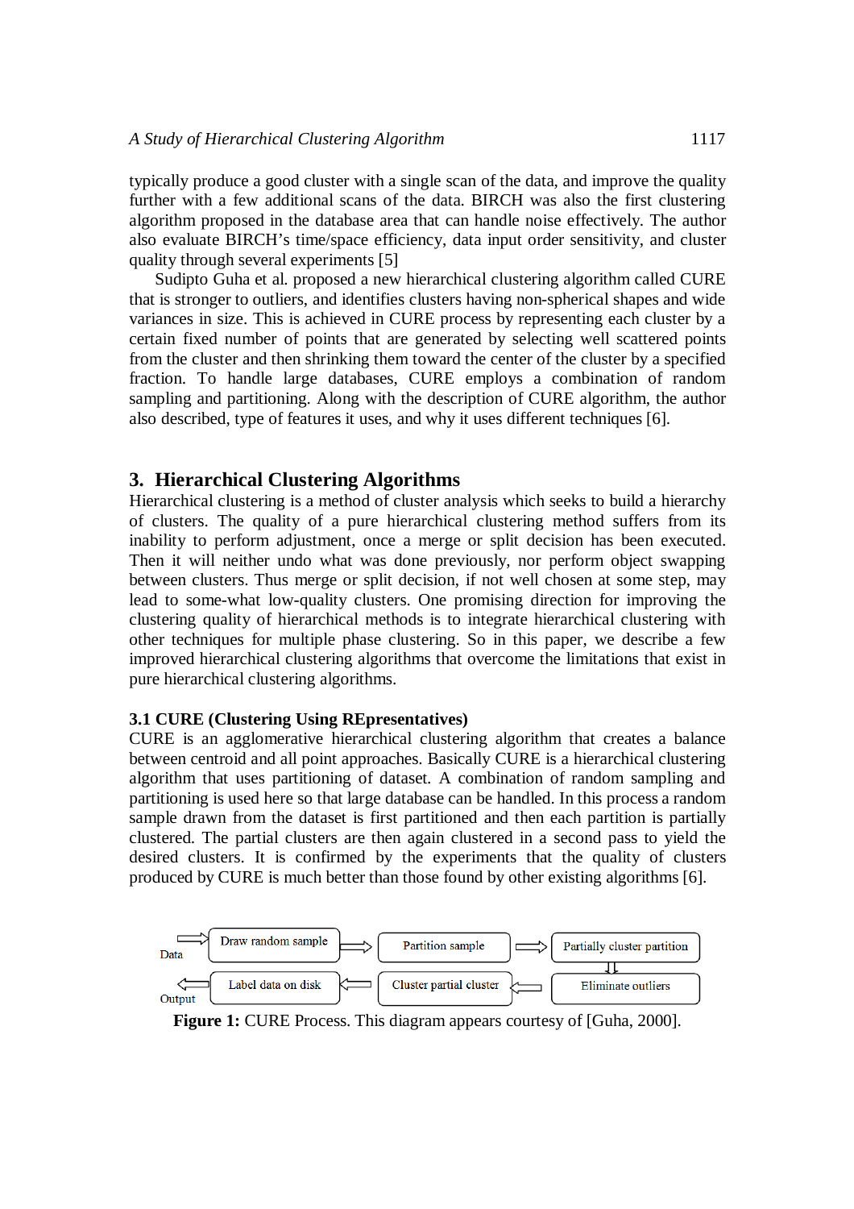typically produce a good cluster with a single scan of the data, and improve the quality further with a few additional scans of the data. BIRCH was also the first clustering algorithm proposed in the database area that can handle noise effectively. The author also evaluate BIRCH's time/space efficiency, data input order sensitivity, and cluster quality through several experiments [5]

Sudipto Guha et al. proposed a new hierarchical clustering algorithm called CURE that is stronger to outliers, and identifies clusters having non-spherical shapes and wide variances in size. This is achieved in CURE process by representing each cluster by a certain fixed number of points that are generated by selecting well scattered points from the cluster and then shrinking them toward the center of the cluster by a specified fraction. To handle large databases, CURE employs a combination of random sampling and partitioning. Along with the description of CURE algorithm, the author also described, type of features it uses, and why it uses different techniques [6].

## 3. Hierarchical Clustering Algorithms

Hierarchical clustering is a method of cluster analysis which seeks to build a hierarchy of clusters. The quality of a pure hierarchical clustering method suffers from its inability to perform adjustment, once a merge or split decision has been executed. Then it will neither undo what was done previously, nor perform object swapping between clusters. Thus merge or split decision, if not well chosen at some step, may lead to some-what low-quality clusters. One promising direction for improving the clustering quality of hierarchical methods is to integrate hierarchical clustering with other techniques for multiple phase clustering. So in this paper, we describe a few improved hierarchical clustering algorithms that overcome the limitations that exist in pure hierarchical clustering algorithms.

### 3.1 CURE (Clustering Using REpresentatives)

CURE is an agglomerative hierarchical clustering algorithm that creates a balance between centroid and all point approaches. Basically CURE is a hierarchical clustering algorithm that uses partitioning of dataset. A combination of random sampling and partitioning is used here so that large database can be handled. In this process a random sample drawn from the dataset is first partitioned and then each partition is partially clustered. The partial clusters are then again clustered in a second pass to yield the desired clusters. It is confirmed by the experiments that the quality of clusters produced by CURE is much better than those found by other existing algorithms [6].

Data → Draw random sample → Partition sample → Partially cluster partition → Eliminate outliers → Cluster partial cluster → Label data on disk → Output

**Figure 1:** CURE Process. This diagram appears courtesy of [Guha, 2000].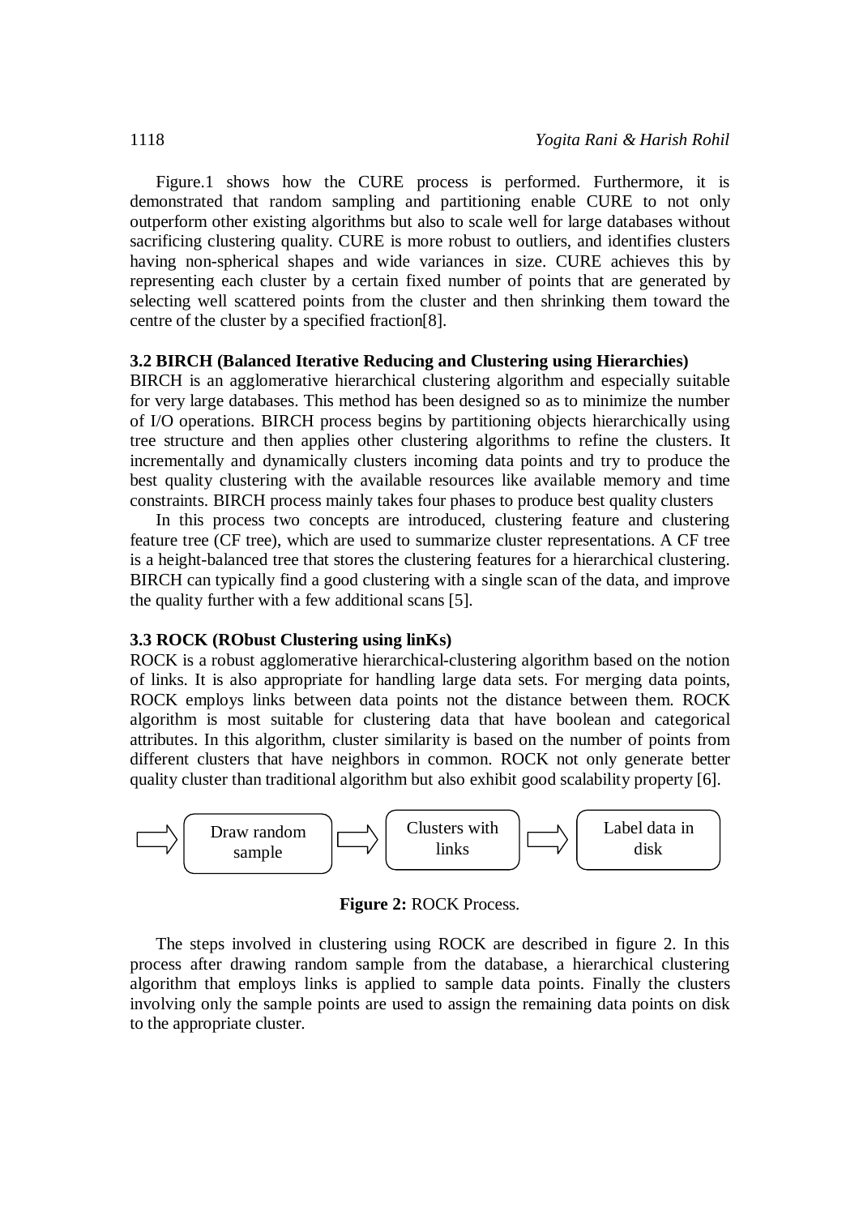Figure.1 shows how the CURE process is performed. Furthermore, it is demonstrated that random sampling and partitioning enable CURE to not only outperform other existing algorithms but also to scale well for large databases without sacrificing clustering quality. CURE is more robust to outliers, and identifies clusters having non-spherical shapes and wide variances in size. CURE achieves this by representing each cluster by a certain fixed number of points that are generated by selecting well scattered points from the cluster and then shrinking them toward the centre of the cluster by a specified fraction[8].

### 3.2 BIRCH (Balanced Iterative Reducing and Clustering using Hierarchies)

BIRCH is an agglomerative hierarchical clustering algorithm and especially suitable for very large databases. This method has been designed so as to minimize the number of I/O operations. BIRCH process begins by partitioning objects hierarchically using tree structure and then applies other clustering algorithms to refine the clusters. It incrementally and dynamically clusters incoming data points and try to produce the best quality clustering with the available resources like available memory and time constraints. BIRCH process mainly takes four phases to produce best quality clusters

In this process two concepts are introduced, clustering feature and clustering feature tree (CF tree), which are used to summarize cluster representations. A CF tree is a height-balanced tree that stores the clustering features for a hierarchical clustering. BIRCH can typically find a good clustering with a single scan of the data, and improve the quality further with a few additional scans [5].

### 3.3 ROCK (RObust Clustering using linKs)

ROCK is a robust agglomerative hierarchical-clustering algorithm based on the notion of links. It is also appropriate for handling large data sets. For merging data points, ROCK employs links between data points not the distance between them. ROCK algorithm is most suitable for clustering data that have boolean and categorical attributes. In this algorithm, cluster similarity is based on the number of points from different clusters that have neighbors in common. ROCK not only generate better quality cluster than traditional algorithm but also exhibit good scalability property [6].

⇨ Draw random sample ⇨ Clusters with links ⇨ Label data in disk

**Figure 2:** ROCK Process.

The steps involved in clustering using ROCK are described in figure 2. In this process after drawing random sample from the database, a hierarchical clustering algorithm that employs links is applied to sample data points. Finally the clusters involving only the sample points are used to assign the remaining data points on disk to the appropriate cluster.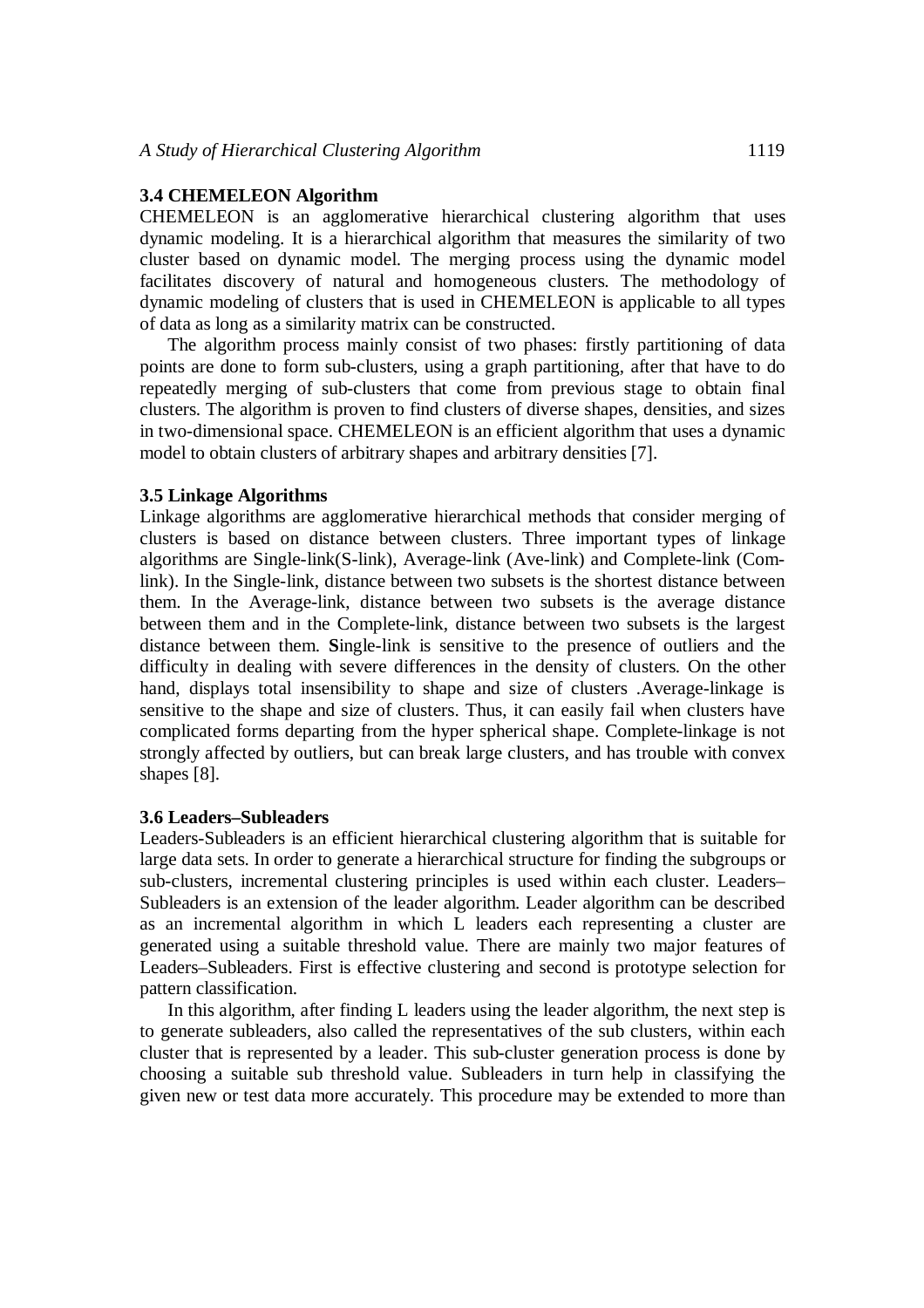### 3.4 CHEMELEON Algorithm

CHEMELEON is an agglomerative hierarchical clustering algorithm that uses dynamic modeling. It is a hierarchical algorithm that measures the similarity of two cluster based on dynamic model. The merging process using the dynamic model facilitates discovery of natural and homogeneous clusters. The methodology of dynamic modeling of clusters that is used in CHEMELEON is applicable to all types of data as long as a similarity matrix can be constructed.

The algorithm process mainly consist of two phases: firstly partitioning of data points are done to form sub-clusters, using a graph partitioning, after that have to do repeatedly merging of sub-clusters that come from previous stage to obtain final clusters. The algorithm is proven to find clusters of diverse shapes, densities, and sizes in two-dimensional space. CHEMELEON is an efficient algorithm that uses a dynamic model to obtain clusters of arbitrary shapes and arbitrary densities [7].

### 3.5 Linkage Algorithms

Linkage algorithms are agglomerative hierarchical methods that consider merging of clusters is based on distance between clusters. Three important types of linkage algorithms are Single-link(S-link), Average-link (Ave-link) and Complete-link (Com-link). In the Single-link, distance between two subsets is the shortest distance between them. In the Average-link, distance between two subsets is the average distance between them and in the Complete-link, distance between two subsets is the largest distance between them. **S**ingle-link is sensitive to the presence of outliers and the difficulty in dealing with severe differences in the density of clusters. On the other hand, displays total insensibility to shape and size of clusters .Average-linkage is sensitive to the shape and size of clusters. Thus, it can easily fail when clusters have complicated forms departing from the hyper spherical shape. Complete-linkage is not strongly affected by outliers, but can break large clusters, and has trouble with convex shapes [8].

### 3.6 Leaders–Subleaders

Leaders-Subleaders is an efficient hierarchical clustering algorithm that is suitable for large data sets. In order to generate a hierarchical structure for finding the subgroups or sub-clusters, incremental clustering principles is used within each cluster. Leaders–Subleaders is an extension of the leader algorithm. Leader algorithm can be described as an incremental algorithm in which L leaders each representing a cluster are generated using a suitable threshold value. There are mainly two major features of Leaders–Subleaders. First is effective clustering and second is prototype selection for pattern classification.

In this algorithm, after finding L leaders using the leader algorithm, the next step is to generate subleaders, also called the representatives of the sub clusters, within each cluster that is represented by a leader. This sub-cluster generation process is done by choosing a suitable sub threshold value. Subleaders in turn help in classifying the given new or test data more accurately. This procedure may be extended to more than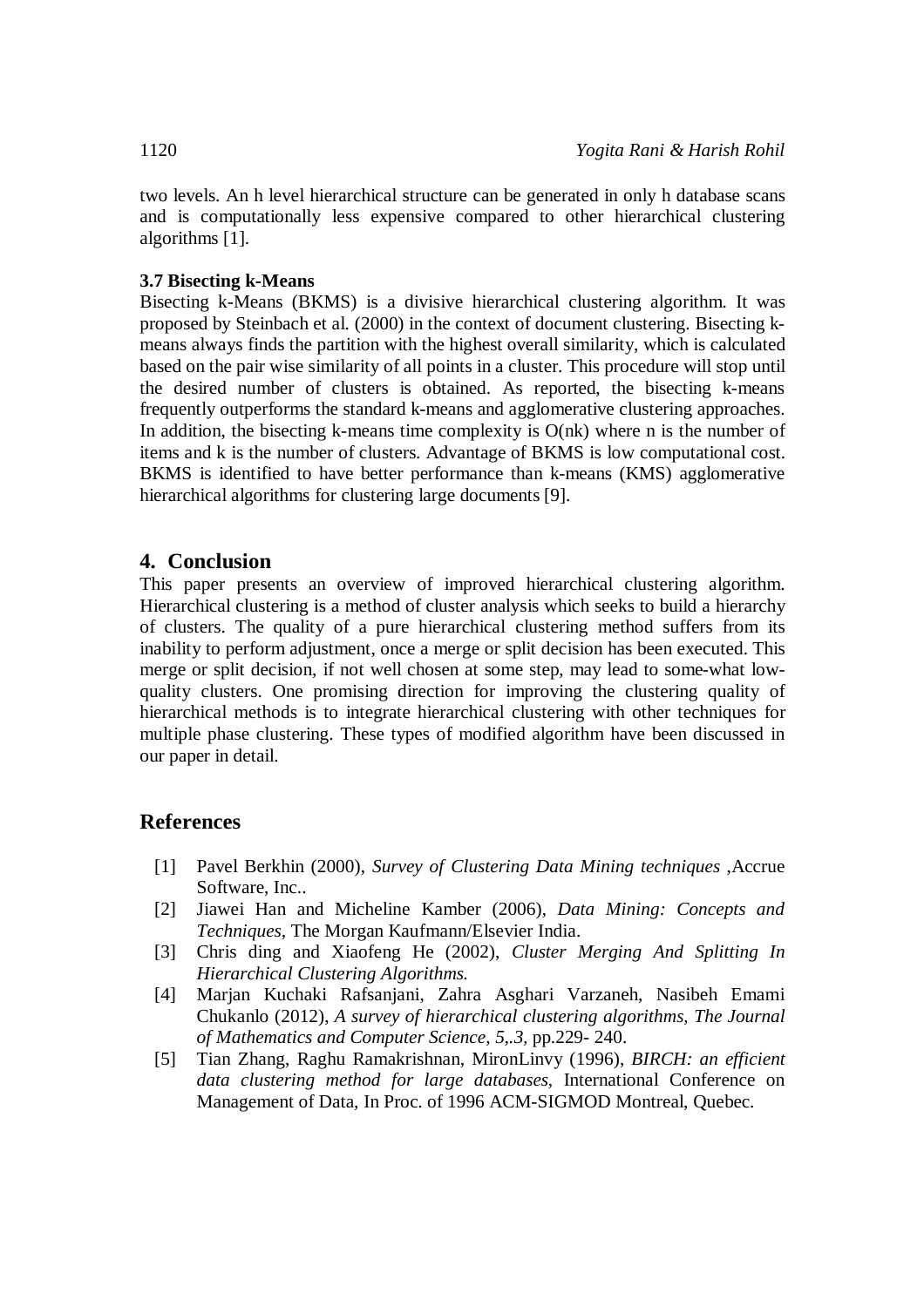two levels. An h level hierarchical structure can be generated in only h database scans and is computationally less expensive compared to other hierarchical clustering algorithms [1].

### 3.7 Bisecting k-Means

Bisecting k-Means (BKMS) is a divisive hierarchical clustering algorithm. It was proposed by Steinbach et al. (2000) in the context of document clustering. Bisecting k-means always finds the partition with the highest overall similarity, which is calculated based on the pair wise similarity of all points in a cluster. This procedure will stop until the desired number of clusters is obtained. As reported, the bisecting k-means frequently outperforms the standard k-means and agglomerative clustering approaches. In addition, the bisecting k-means time complexity is O(nk) where n is the number of items and k is the number of clusters. Advantage of BKMS is low computational cost. BKMS is identified to have better performance than k-means (KMS) agglomerative hierarchical algorithms for clustering large documents [9].

## 4. Conclusion

This paper presents an overview of improved hierarchical clustering algorithm. Hierarchical clustering is a method of cluster analysis which seeks to build a hierarchy of clusters. The quality of a pure hierarchical clustering method suffers from its inability to perform adjustment, once a merge or split decision has been executed. This merge or split decision, if not well chosen at some step, may lead to some-what low-quality clusters. One promising direction for improving the clustering quality of hierarchical methods is to integrate hierarchical clustering with other techniques for multiple phase clustering. These types of modified algorithm have been discussed in our paper in detail.

## References

[1] Pavel Berkhin (2000), *Survey of Clustering Data Mining techniques* ,Accrue Software, Inc..

[2] Jiawei Han and Micheline Kamber (2006), *Data Mining: Concepts and Techniques*, The Morgan Kaufmann/Elsevier India.

[3] Chris ding and Xiaofeng He (2002), *Cluster Merging And Splitting In Hierarchical Clustering Algorithms.*

[4] Marjan Kuchaki Rafsanjani, Zahra Asghari Varzaneh, Nasibeh Emami Chukanlo (2012), *A survey of hierarchical clustering algorithms, The Journal of Mathematics and Computer Science, 5,.3,* pp.229- 240.

[5] Tian Zhang, Raghu Ramakrishnan, MironLinvy (1996), *BIRCH: an efficient data clustering method for large databases*, International Conference on Management of Data, In Proc. of 1996 ACM-SIGMOD Montreal, Quebec.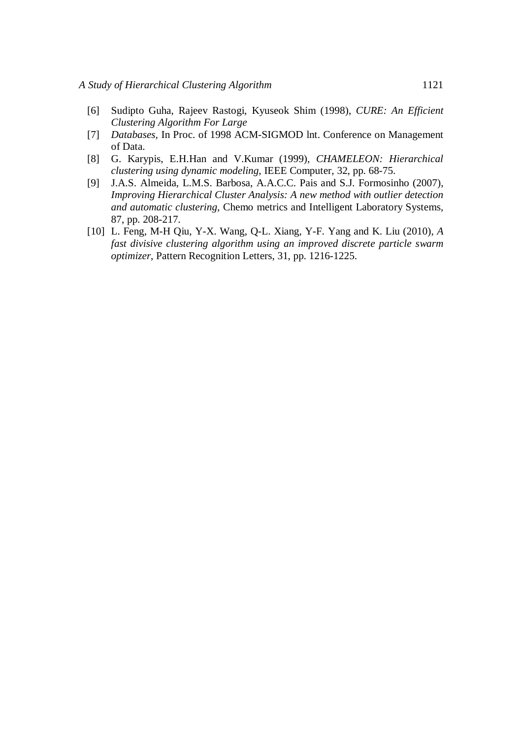[6] Sudipto Guha, Rajeev Rastogi, Kyuseok Shim (1998), *CURE: An Efficient Clustering Algorithm For Large*

[7] *Databases*, In Proc. of 1998 ACM-SIGMOD lnt. Conference on Management of Data.

[8] G. Karypis, E.H.Han and V.Kumar (1999), *CHAMELEON: Hierarchical clustering using dynamic modeling*, IEEE Computer, 32, pp. 68-75.

[9] J.A.S. Almeida, L.M.S. Barbosa, A.A.C.C. Pais and S.J. Formosinho (2007), *Improving Hierarchical Cluster Analysis: A new method with outlier detection and automatic clustering*, Chemo metrics and Intelligent Laboratory Systems, 87, pp. 208-217.

[10] L. Feng, M-H Qiu, Y-X. Wang, Q-L. Xiang, Y-F. Yang and K. Liu (2010), *A fast divisive clustering algorithm using an improved discrete particle swarm optimizer*, Pattern Recognition Letters, 31, pp. 1216-1225.